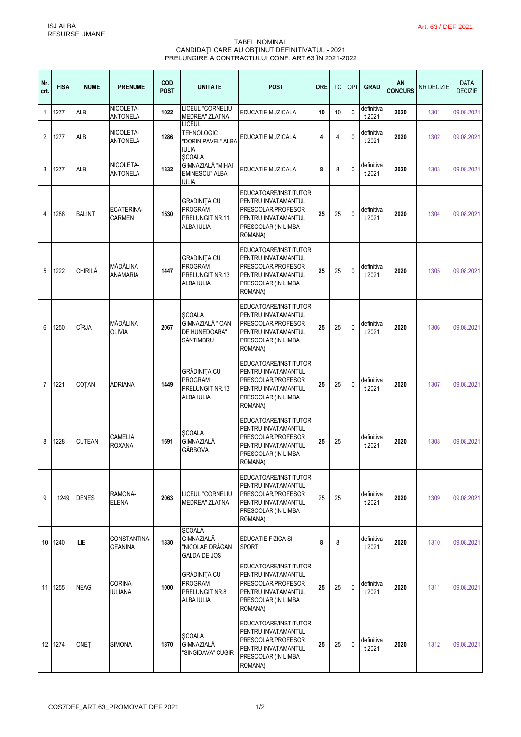ISJ ALBA
RESURSE UMANE

Art. 63 / DEF 2021

TABEL NOMINAL
CANDIDAŢI CARE AU OBŢINUT DEFINITIVATUL - 2021
PRELUNGIRE A CONTRACTULUI CONF. ART.63 ÎN 2021-2022

| Nr. crt. | FISA | NUME | PRENUME | COD POST | UNITATE | POST | ORE | TC | OPT | GRAD | AN CONCURS | NR DECIZIE | DATA DECIZIE |
|---|---|---|---|---|---|---|---|---|---|---|---|---|---|
| 1 | 1277 | ALB | NICOLETA-ANTONELA | 1022 | LICEUL "CORNELIU MEDREA" ZLATNA | EDUCATIE MUZICALA | 10 | 10 | 0 | definitivat 2021 | 2020 | 1301 | 09.08.2021 |
| 2 | 1277 | ALB | NICOLETA-ANTONELA | 1286 | LICEUL TEHNOLOGIC "DORIN PAVEL" ALBA IULIA | EDUCATIE MUZICALA | 4 | 4 | 0 | definitivat 2021 | 2020 | 1302 | 09.08.2021 |
| 3 | 1277 | ALB | NICOLETA-ANTONELA | 1332 | ŞCOALA GIMNAZIALĂ "MIHAI EMINESCU" ALBA IULIA | EDUCATIE MUZICALA | 8 | 8 | 0 | definitivat 2021 | 2020 | 1303 | 09.08.2021 |
| 4 | 1288 | BALINT | ECATERINA-CARMEN | 1530 | GRĂDINIŢA CU PROGRAM PRELUNGIT NR.11 ALBA IULIA | EDUCATOARE/INSTITUTOR PENTRU INVATAMANTUL PRESCOLAR/PROFESOR PENTRU INVATAMANTUL PRESCOLAR (IN LIMBA ROMANA) | 25 | 25 | 0 | definitivat 2021 | 2020 | 1304 | 09.08.2021 |
| 5 | 1222 | CHIRILĂ | MĂDĂLINA ANAMARIA | 1447 | GRĂDINIŢA CU PROGRAM PRELUNGIT NR.13 ALBA IULIA | EDUCATOARE/INSTITUTOR PENTRU INVATAMANTUL PRESCOLAR/PROFESOR PENTRU INVATAMANTUL PRESCOLAR (IN LIMBA ROMANA) | 25 | 25 | 0 | definitivat 2021 | 2020 | 1305 | 09.08.2021 |
| 6 | 1250 | CÎRJA | MĂDĂLINA OLIVIA | 2067 | ŞCOALA GIMNAZIALĂ "IOAN DE HUNEDOARA" SÂNTIMBRU | EDUCATOARE/INSTITUTOR PENTRU INVATAMANTUL PRESCOLAR/PROFESOR PENTRU INVATAMANTUL PRESCOLAR (IN LIMBA ROMANA) | 25 | 25 | 0 | definitivat 2021 | 2020 | 1306 | 09.08.2021 |
| 7 | 1221 | COŢAN | ADRIANA | 1449 | GRĂDINIŢA CU PROGRAM PRELUNGIT NR.13 ALBA IULIA | EDUCATOARE/INSTITUTOR PENTRU INVATAMANTUL PRESCOLAR/PROFESOR PENTRU INVATAMANTUL PRESCOLAR (IN LIMBA ROMANA) | 25 | 25 | 0 | definitivat 2021 | 2020 | 1307 | 09.08.2021 |
| 8 | 1228 | CUTEAN | CAMELIA ROXANA | 1691 | ŞCOALA GIMNAZIALĂ GÂRBOVA | EDUCATOARE/INSTITUTOR PENTRU INVATAMANTUL PRESCOLAR/PROFESOR PENTRU INVATAMANTUL PRESCOLAR (IN LIMBA ROMANA) | 25 | 25 | | definitivat 2021 | 2020 | 1308 | 09.08.2021 |
| 9 | 1249 | DENEŞ | RAMONA-ELENA | 2063 | LICEUL "CORNELIU MEDREA" ZLATNA | EDUCATOARE/INSTITUTOR PENTRU INVATAMANTUL PRESCOLAR/PROFESOR PENTRU INVATAMANTUL PRESCOLAR (IN LIMBA ROMANA) | 25 | 25 | | definitivat 2021 | 2020 | 1309 | 09.08.2021 |
| 10 | 1240 | ILIE | CONSTANTINA-GEANINA | 1830 | ŞCOALA GIMNAZIALĂ "NICOLAE DRĂGAN GALDA DE JOS | EDUCATIE FIZICA SI SPORT | 8 | 8 | | definitivat 2021 | 2020 | 1310 | 09.08.2021 |
| 11 | 1255 | NEAG | CORINA-IULIANA | 1000 | GRĂDINIŢA CU PROGRAM PRELUNGIT NR.8 ALBA IULIA | EDUCATOARE/INSTITUTOR PENTRU INVATAMANTUL PRESCOLAR/PROFESOR PENTRU INVATAMANTUL PRESCOLAR (IN LIMBA ROMANA) | 25 | 25 | 0 | definitivat 2021 | 2020 | 1311 | 09.08.2021 |
| 12 | 1274 | ONEŢ | SIMONA | 1870 | ŞCOALA GIMNAZIALĂ "SINGIDAVA" CUGIR | EDUCATOARE/INSTITUTOR PENTRU INVATAMANTUL PRESCOLAR/PROFESOR PENTRU INVATAMANTUL PRESCOLAR (IN LIMBA ROMANA) | 25 | 25 | 0 | definitivat 2021 | 2020 | 1312 | 09.08.2021 |

COS7DEF_ART.63_PROMOVAT DEF 2021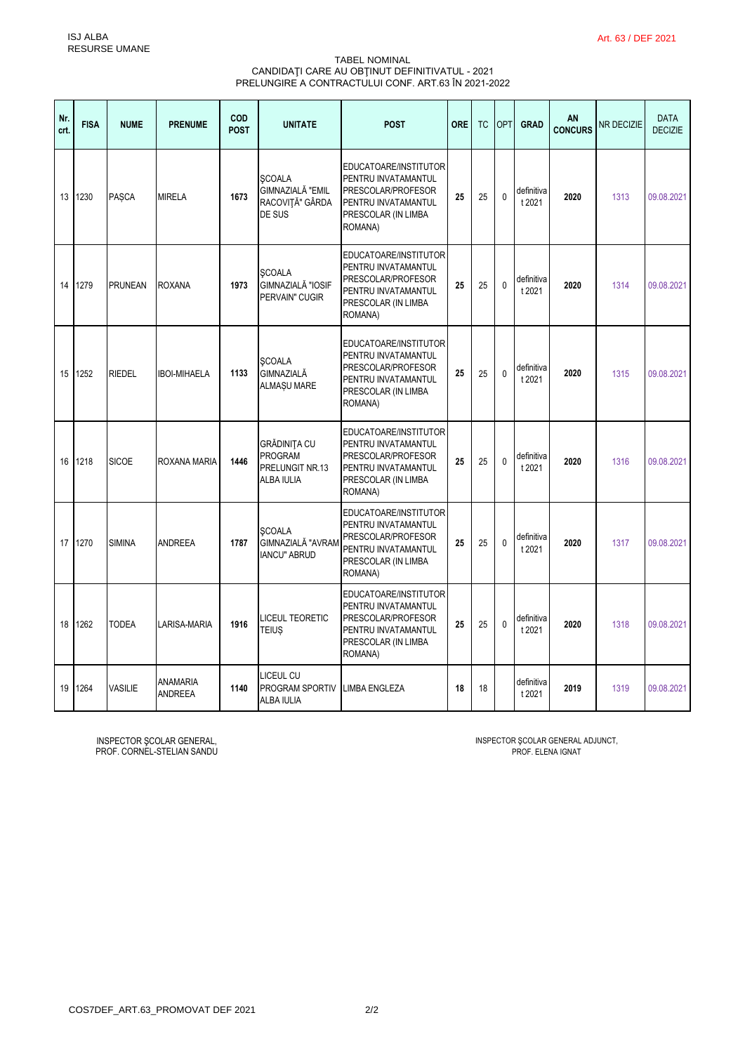ISJ ALBA
RESURSE UMANE

Art. 63 / DEF 2021

TABEL NOMINAL
CANDIDAŢI CARE AU OBŢINUT DEFINITIVATUL - 2021
PRELUNGIRE A CONTRACTULUI CONF. ART.63 ÎN 2021-2022

| Nr. crt. | FISA | NUME | PRENUME | COD POST | UNITATE | POST | ORE | TC | OPT | GRAD | AN CONCURS | NR DECIZIE | DATA DECIZIE |
|---|---|---|---|---|---|---|---|---|---|---|---|---|---|
| 13 | 1230 | PAŞCA | MIRELA | 1673 | ŞCOALA GIMNAZIALĂ "EMIL RACOVIŢĂ" GÂRDA DE SUS | EDUCATOARE/INSTITUTOR PENTRU INVATAMANTUL PRESCOLAR/PROFESOR PENTRU INVATAMANTUL PRESCOLAR (IN LIMBA ROMANA) | 25 | 25 | 0 | definitivat 2021 | 2020 | 1313 | 09.08.2021 |
| 14 | 1279 | PRUNEAN | ROXANA | 1973 | ŞCOALA GIMNAZIALĂ "IOSIF PERVAIN" CUGIR | EDUCATOARE/INSTITUTOR PENTRU INVATAMANTUL PRESCOLAR/PROFESOR PENTRU INVATAMANTUL PRESCOLAR (IN LIMBA ROMANA) | 25 | 25 | 0 | definitivat 2021 | 2020 | 1314 | 09.08.2021 |
| 15 | 1252 | RIEDEL | IBOI-MIHAELA | 1133 | ŞCOALA GIMNAZIALĂ ALMAŞU MARE | EDUCATOARE/INSTITUTOR PENTRU INVATAMANTUL PRESCOLAR/PROFESOR PENTRU INVATAMANTUL PRESCOLAR (IN LIMBA ROMANA) | 25 | 25 | 0 | definitivat 2021 | 2020 | 1315 | 09.08.2021 |
| 16 | 1218 | SICOE | ROXANA MARIA | 1446 | GRĂDINIŢA CU PROGRAM PRELUNGIT NR.13 ALBA IULIA | EDUCATOARE/INSTITUTOR PENTRU INVATAMANTUL PRESCOLAR/PROFESOR PENTRU INVATAMANTUL PRESCOLAR (IN LIMBA ROMANA) | 25 | 25 | 0 | definitivat 2021 | 2020 | 1316 | 09.08.2021 |
| 17 | 1270 | SIMINA | ANDREEA | 1787 | ŞCOALA GIMNAZIALĂ "AVRAM IANCU" ABRUD | EDUCATOARE/INSTITUTOR PENTRU INVATAMANTUL PRESCOLAR/PROFESOR PENTRU INVATAMANTUL PRESCOLAR (IN LIMBA ROMANA) | 25 | 25 | 0 | definitivat 2021 | 2020 | 1317 | 09.08.2021 |
| 18 | 1262 | TODEA | LARISA-MARIA | 1916 | LICEUL TEORETIC TEIUŞ | EDUCATOARE/INSTITUTOR PENTRU INVATAMANTUL PRESCOLAR/PROFESOR PENTRU INVATAMANTUL PRESCOLAR (IN LIMBA ROMANA) | 25 | 25 | 0 | definitivat 2021 | 2020 | 1318 | 09.08.2021 |
| 19 | 1264 | VASILIE | ANAMARIA ANDREEA | 1140 | LICEUL CU PROGRAM SPORTIV ALBA IULIA | LIMBA ENGLEZA | 18 | 18 | | definitivat 2021 | 2019 | 1319 | 09.08.2021 |

INSPECTOR ŞCOLAR GENERAL,
PROF. CORNEL-STELIAN SANDU

INSPECTOR ŞCOLAR GENERAL ADJUNCT,
PROF. ELENA IGNAT

COS7DEF_ART.63_PROMOVAT DEF 2021